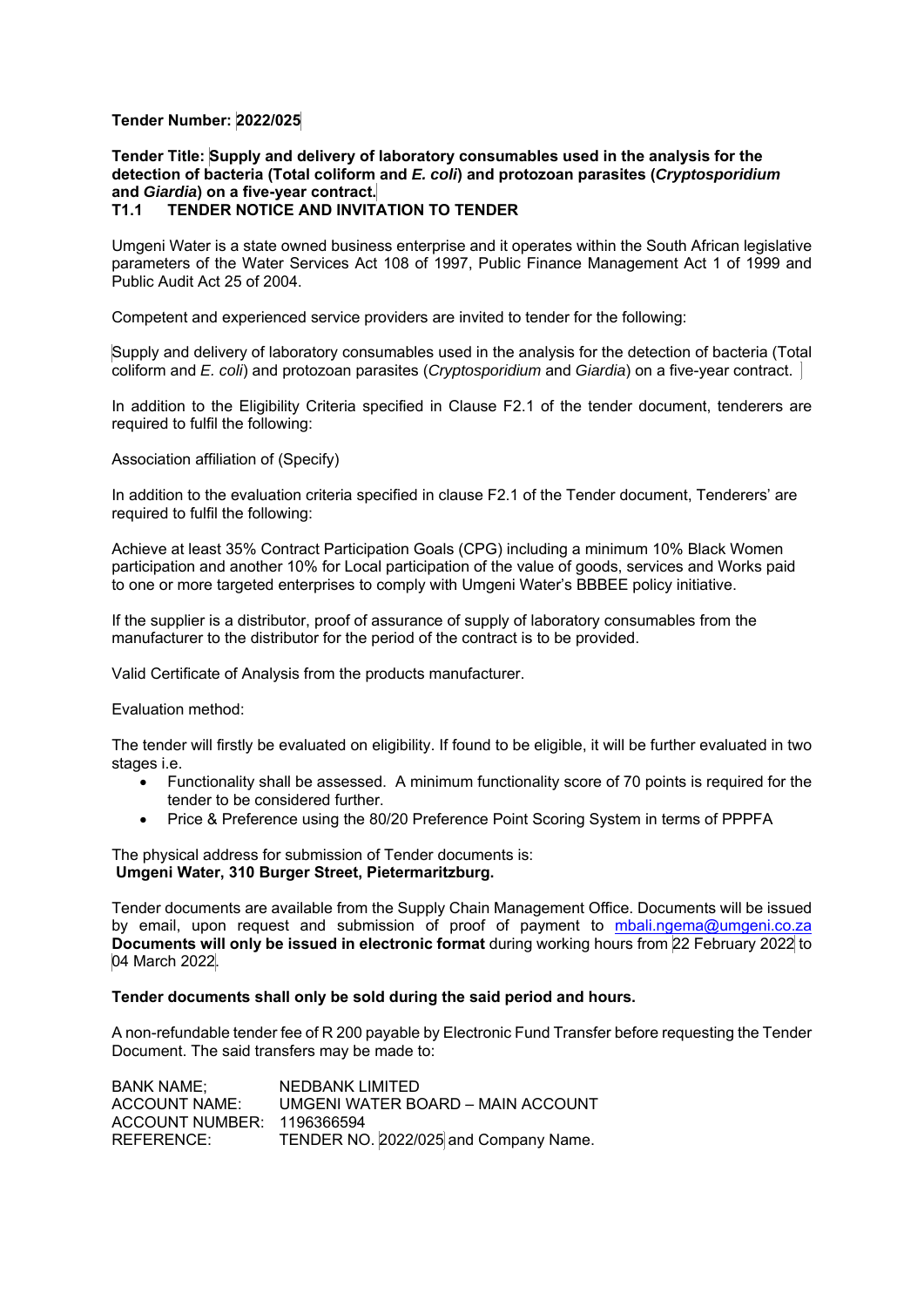**Tender Number: 2022/025**

**Tender Title: Supply and delivery of laboratory consumables used in the analysis for the detection of bacteria (Total coliform and *E. coli*) and protozoan parasites (*Cryptosporidium* and *Giardia*) on a five-year contract.**

## T1.1 TENDER NOTICE AND INVITATION TO TENDER

Umgeni Water is a state owned business enterprise and it operates within the South African legislative parameters of the Water Services Act 108 of 1997, Public Finance Management Act 1 of 1999 and Public Audit Act 25 of 2004.

Competent and experienced service providers are invited to tender for the following:

Supply and delivery of laboratory consumables used in the analysis for the detection of bacteria (Total coliform and *E. coli*) and protozoan parasites (*Cryptosporidium* and *Giardia*) on a five-year contract.

In addition to the Eligibility Criteria specified in Clause F2.1 of the tender document, tenderers are required to fulfil the following:

Association affiliation of (Specify)

In addition to the evaluation criteria specified in clause F2.1 of the Tender document, Tenderers' are required to fulfil the following:

Achieve at least 35% Contract Participation Goals (CPG) including a minimum 10% Black Women participation and another 10% for Local participation of the value of goods, services and Works paid to one or more targeted enterprises to comply with Umgeni Water's BBBEE policy initiative.

If the supplier is a distributor, proof of assurance of supply of laboratory consumables from the manufacturer to the distributor for the period of the contract is to be provided.

Valid Certificate of Analysis from the products manufacturer.

Evaluation method:

The tender will firstly be evaluated on eligibility. If found to be eligible, it will be further evaluated in two stages i.e.

- Functionality shall be assessed. A minimum functionality score of 70 points is required for the tender to be considered further.
- Price & Preference using the 80/20 Preference Point Scoring System in terms of PPPFA

The physical address for submission of Tender documents is:
**Umgeni Water, 310 Burger Street, Pietermaritzburg.**

Tender documents are available from the Supply Chain Management Office. Documents will be issued by email, upon request and submission of proof of payment to mbali.ngema@umgeni.co.za **Documents will only be issued in electronic format** during working hours from 22 February 2022 to 04 March 2022.

**Tender documents shall only be sold during the said period and hours.**

A non-refundable tender fee of R 200 payable by Electronic Fund Transfer before requesting the Tender Document. The said transfers may be made to:

| | |
|---|---|
| BANK NAME; | NEDBANK LIMITED |
| ACCOUNT NAME: | UMGENI WATER BOARD – MAIN ACCOUNT |
| ACCOUNT NUMBER: | 1196366594 |
| REFERENCE: | TENDER NO. 2022/025 and Company Name. |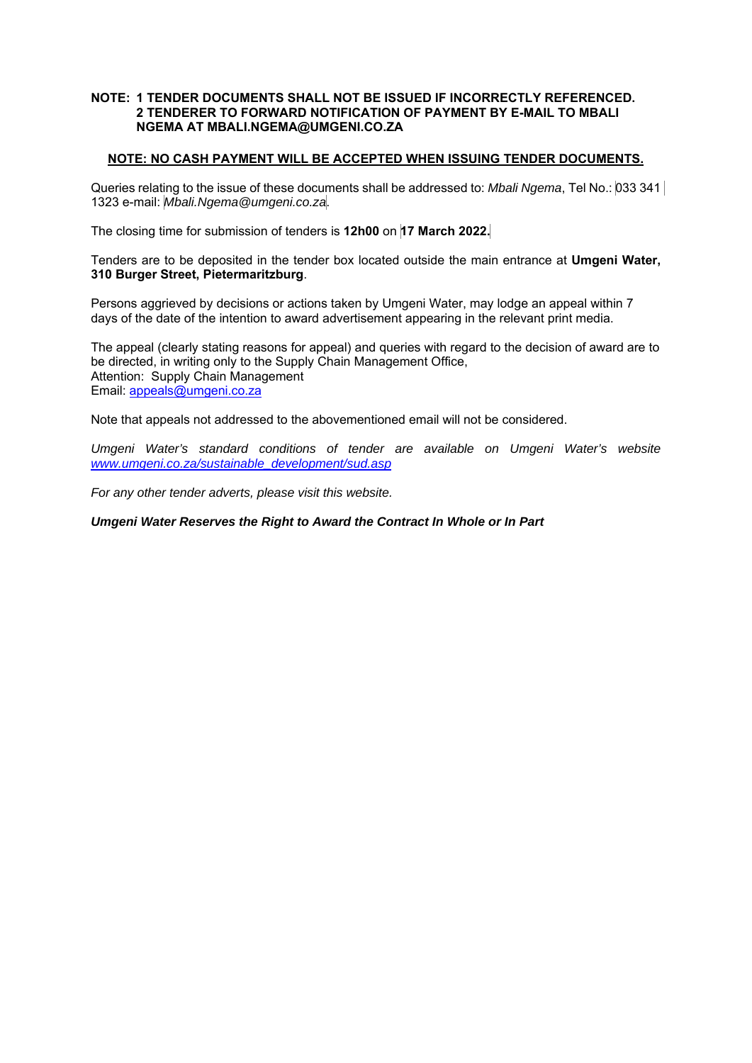**NOTE: 1 TENDER DOCUMENTS SHALL NOT BE ISSUED IF INCORRECTLY REFERENCED.**
**2 TENDERER TO FORWARD NOTIFICATION OF PAYMENT BY E-MAIL TO MBALI NGEMA AT MBALI.NGEMA@UMGENI.CO.ZA**

**NOTE: NO CASH PAYMENT WILL BE ACCEPTED WHEN ISSUING TENDER DOCUMENTS.**

Queries relating to the issue of these documents shall be addressed to: *Mbali Ngema*, Tel No.: 033 341 1323 e-mail: *Mbali.Ngema@umgeni.co.za*.

The closing time for submission of tenders is **12h00** on **17 March 2022.**

Tenders are to be deposited in the tender box located outside the main entrance at **Umgeni Water, 310 Burger Street, Pietermaritzburg**.

Persons aggrieved by decisions or actions taken by Umgeni Water, may lodge an appeal within 7 days of the date of the intention to award advertisement appearing in the relevant print media.

The appeal (clearly stating reasons for appeal) and queries with regard to the decision of award are to be directed, in writing only to the Supply Chain Management Office,
Attention: Supply Chain Management
Email: appeals@umgeni.co.za

Note that appeals not addressed to the abovementioned email will not be considered.

*Umgeni Water's standard conditions of tender are available on Umgeni Water's website www.umgeni.co.za/sustainable_development/sud.asp*

*For any other tender adverts, please visit this website.*

***Umgeni Water Reserves the Right to Award the Contract In Whole or In Part***